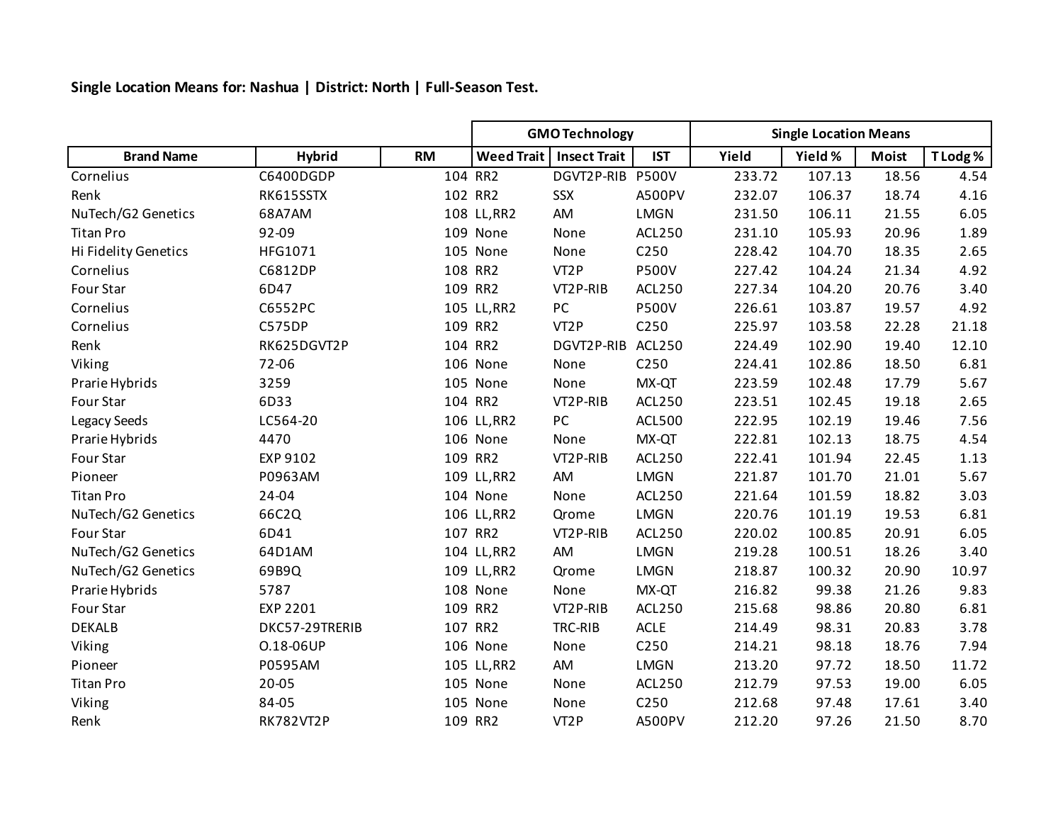**Single Location Means for: Nashua | District: North | Full-Season Test.**

| | | | GMO Technology | | | Single Location Means | | | |
|---|---|---|---|---|---|---|---|---|---|
| Brand Name | Hybrid | RM | Weed Trait | Insect Trait | IST | Yield | Yield % | Moist | T Lodg % |
| Cornelius | C6400DGDP | 104 | RR2 | DGVT2P-RIB | P500V | 233.72 | 107.13 | 18.56 | 4.54 |
| Renk | RK615SSTX | 102 | RR2 | SSX | A500PV | 232.07 | 106.37 | 18.74 | 4.16 |
| NuTech/G2 Genetics | 68A7AM | 108 | LL,RR2 | AM | LMGN | 231.50 | 106.11 | 21.55 | 6.05 |
| Titan Pro | 92-09 | 109 | None | None | ACL250 | 231.10 | 105.93 | 20.96 | 1.89 |
| Hi Fidelity Genetics | HFG1071 | 105 | None | None | C250 | 228.42 | 104.70 | 18.35 | 2.65 |
| Cornelius | C6812DP | 108 | RR2 | VT2P | P500V | 227.42 | 104.24 | 21.34 | 4.92 |
| Four Star | 6D47 | 109 | RR2 | VT2P-RIB | ACL250 | 227.34 | 104.20 | 20.76 | 3.40 |
| Cornelius | C6552PC | 105 | LL,RR2 | PC | P500V | 226.61 | 103.87 | 19.57 | 4.92 |
| Cornelius | C575DP | 109 | RR2 | VT2P | C250 | 225.97 | 103.58 | 22.28 | 21.18 |
| Renk | RK625DGVT2P | 104 | RR2 | DGVT2P-RIB | ACL250 | 224.49 | 102.90 | 19.40 | 12.10 |
| Viking | 72-06 | 106 | None | None | C250 | 224.41 | 102.86 | 18.50 | 6.81 |
| Prarie Hybrids | 3259 | 105 | None | None | MX-QT | 223.59 | 102.48 | 17.79 | 5.67 |
| Four Star | 6D33 | 104 | RR2 | VT2P-RIB | ACL250 | 223.51 | 102.45 | 19.18 | 2.65 |
| Legacy Seeds | LC564-20 | 106 | LL,RR2 | PC | ACL500 | 222.95 | 102.19 | 19.46 | 7.56 |
| Prarie Hybrids | 4470 | 106 | None | None | MX-QT | 222.81 | 102.13 | 18.75 | 4.54 |
| Four Star | EXP 9102 | 109 | RR2 | VT2P-RIB | ACL250 | 222.41 | 101.94 | 22.45 | 1.13 |
| Pioneer | P0963AM | 109 | LL,RR2 | AM | LMGN | 221.87 | 101.70 | 21.01 | 5.67 |
| Titan Pro | 24-04 | 104 | None | None | ACL250 | 221.64 | 101.59 | 18.82 | 3.03 |
| NuTech/G2 Genetics | 66C2Q | 106 | LL,RR2 | Qrome | LMGN | 220.76 | 101.19 | 19.53 | 6.81 |
| Four Star | 6D41 | 107 | RR2 | VT2P-RIB | ACL250 | 220.02 | 100.85 | 20.91 | 6.05 |
| NuTech/G2 Genetics | 64D1AM | 104 | LL,RR2 | AM | LMGN | 219.28 | 100.51 | 18.26 | 3.40 |
| NuTech/G2 Genetics | 69B9Q | 109 | LL,RR2 | Qrome | LMGN | 218.87 | 100.32 | 20.90 | 10.97 |
| Prarie Hybrids | 5787 | 108 | None | None | MX-QT | 216.82 | 99.38 | 21.26 | 9.83 |
| Four Star | EXP 2201 | 109 | RR2 | VT2P-RIB | ACL250 | 215.68 | 98.86 | 20.80 | 6.81 |
| DEKALB | DKC57-29TRERIB | 107 | RR2 | TRC-RIB | ACLE | 214.49 | 98.31 | 20.83 | 3.78 |
| Viking | O.18-06UP | 106 | None | None | C250 | 214.21 | 98.18 | 18.76 | 7.94 |
| Pioneer | P0595AM | 105 | LL,RR2 | AM | LMGN | 213.20 | 97.72 | 18.50 | 11.72 |
| Titan Pro | 20-05 | 105 | None | None | ACL250 | 212.79 | 97.53 | 19.00 | 6.05 |
| Viking | 84-05 | 105 | None | None | C250 | 212.68 | 97.48 | 17.61 | 3.40 |
| Renk | RK782VT2P | 109 | RR2 | VT2P | A500PV | 212.20 | 97.26 | 21.50 | 8.70 |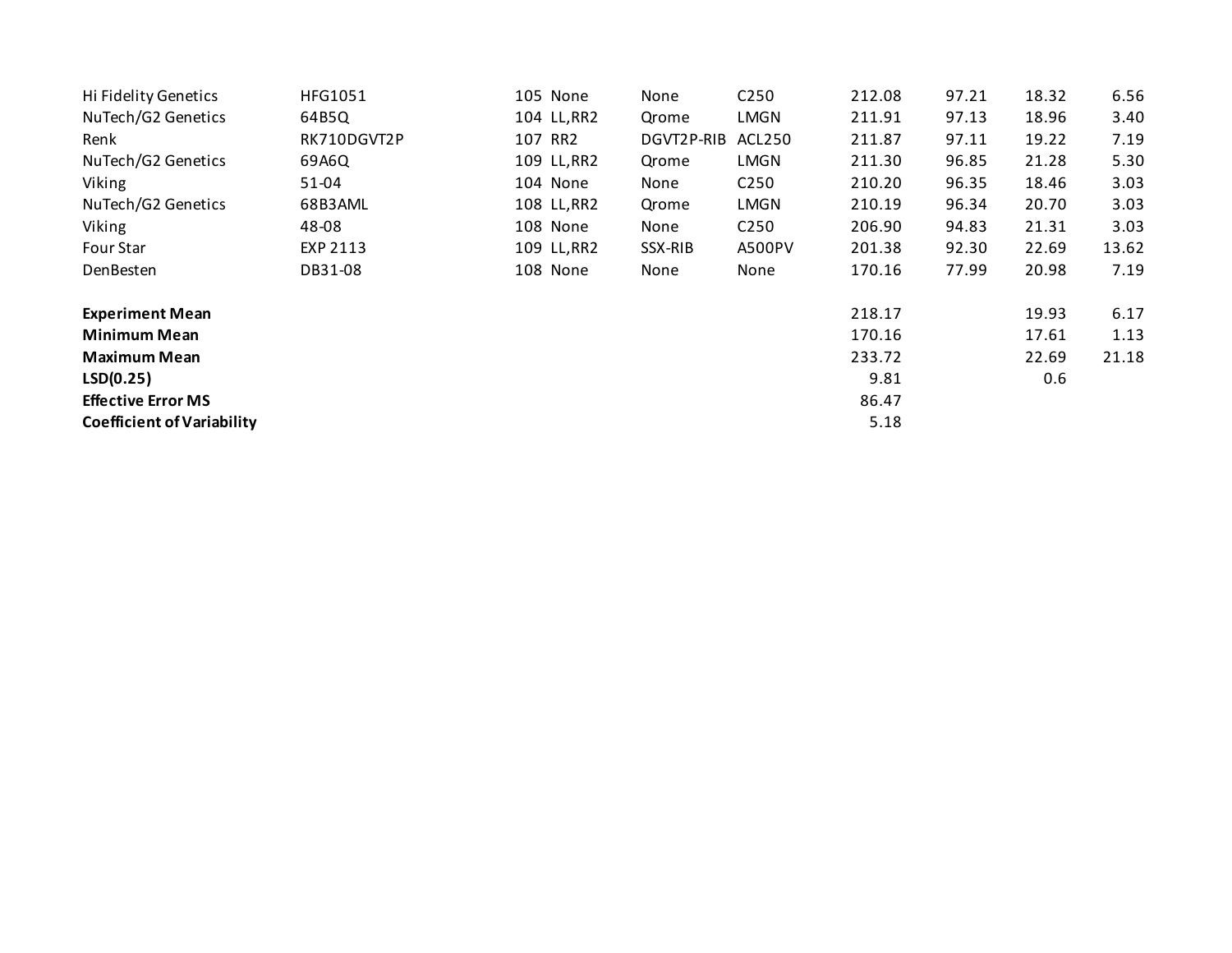| | | | | | | | | | |
|---|---|---|---|---|---|---|---|---|---|
| Hi Fidelity Genetics | HFG1051 | 105 | None | None | C250 | 212.08 | 97.21 | 18.32 | 6.56 |
| NuTech/G2 Genetics | 64B5Q | 104 | LL,RR2 | Qrome | LMGN | 211.91 | 97.13 | 18.96 | 3.40 |
| Renk | RK710DGVT2P | 107 | RR2 | DGVT2P-RIB | ACL250 | 211.87 | 97.11 | 19.22 | 7.19 |
| NuTech/G2 Genetics | 69A6Q | 109 | LL,RR2 | Qrome | LMGN | 211.30 | 96.85 | 21.28 | 5.30 |
| Viking | 51-04 | 104 | None | None | C250 | 210.20 | 96.35 | 18.46 | 3.03 |
| NuTech/G2 Genetics | 68B3AML | 108 | LL,RR2 | Qrome | LMGN | 210.19 | 96.34 | 20.70 | 3.03 |
| Viking | 48-08 | 108 | None | None | C250 | 206.90 | 94.83 | 21.31 | 3.03 |
| Four Star | EXP 2113 | 109 | LL,RR2 | SSX-RIB | A500PV | 201.38 | 92.30 | 22.69 | 13.62 |
| DenBesten | DB31-08 | 108 | None | None | None | 170.16 | 77.99 | 20.98 | 7.19 |
| | | | | | | | | | |
| **Experiment Mean** | | | | | | 218.17 | | 19.93 | 6.17 |
| **Minimum Mean** | | | | | | 170.16 | | 17.61 | 1.13 |
| **Maximum Mean** | | | | | | 233.72 | | 22.69 | 21.18 |
| **LSD(0.25)** | | | | | | 9.81 | | 0.6 | |
| **Effective Error MS** | | | | | | 86.47 | | | |
| **Coefficient of Variability** | | | | | | 5.18 | | | |